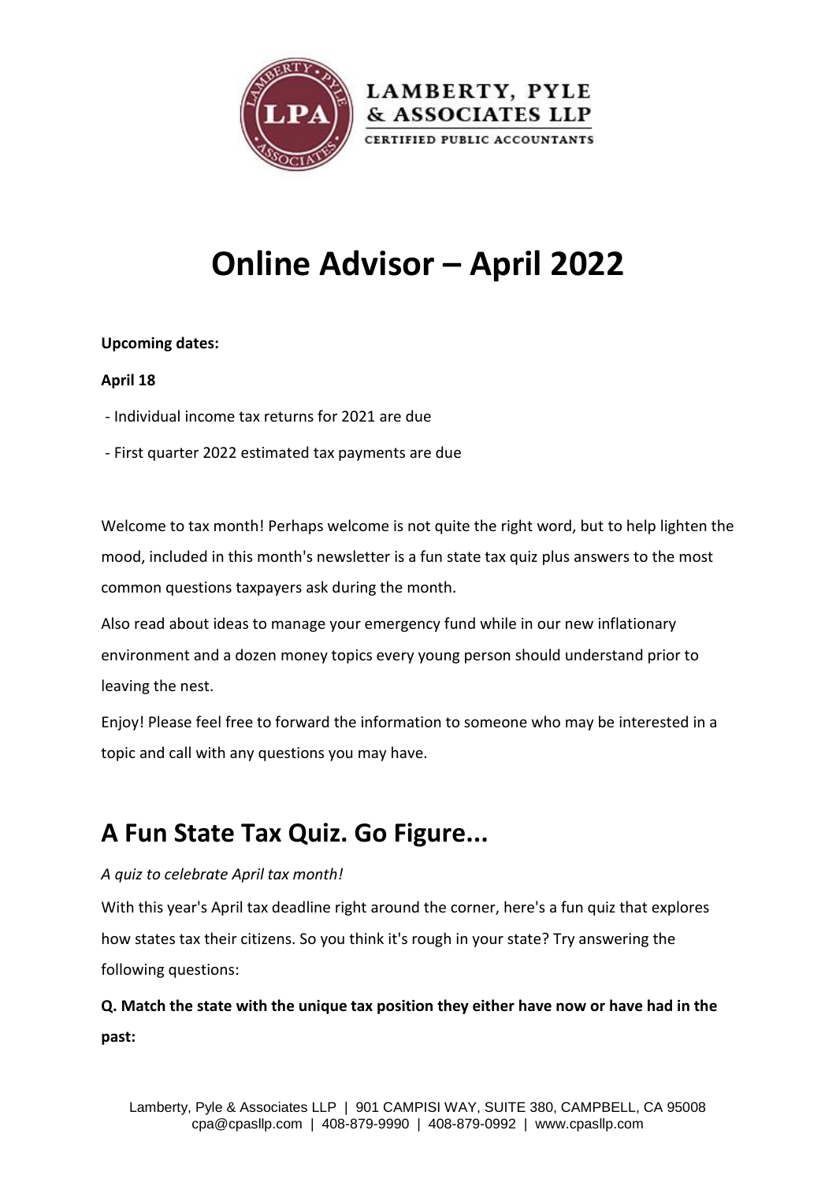# Online Advisor – April 2022

**Upcoming dates:**

**April 18**

- Individual income tax returns for 2021 are due
- First quarter 2022 estimated tax payments are due

Welcome to tax month! Perhaps welcome is not quite the right word, but to help lighten the mood, included in this month's newsletter is a fun state tax quiz plus answers to the most common questions taxpayers ask during the month.

Also read about ideas to manage your emergency fund while in our new inflationary environment and a dozen money topics every young person should understand prior to leaving the nest.

Enjoy! Please feel free to forward the information to someone who may be interested in a topic and call with any questions you may have.

## A Fun State Tax Quiz. Go Figure...

*A quiz to celebrate April tax month!*

With this year's April tax deadline right around the corner, here's a fun quiz that explores how states tax their citizens. So you think it's rough in your state? Try answering the following questions:

**Q. Match the state with the unique tax position they either have now or have had in the past:**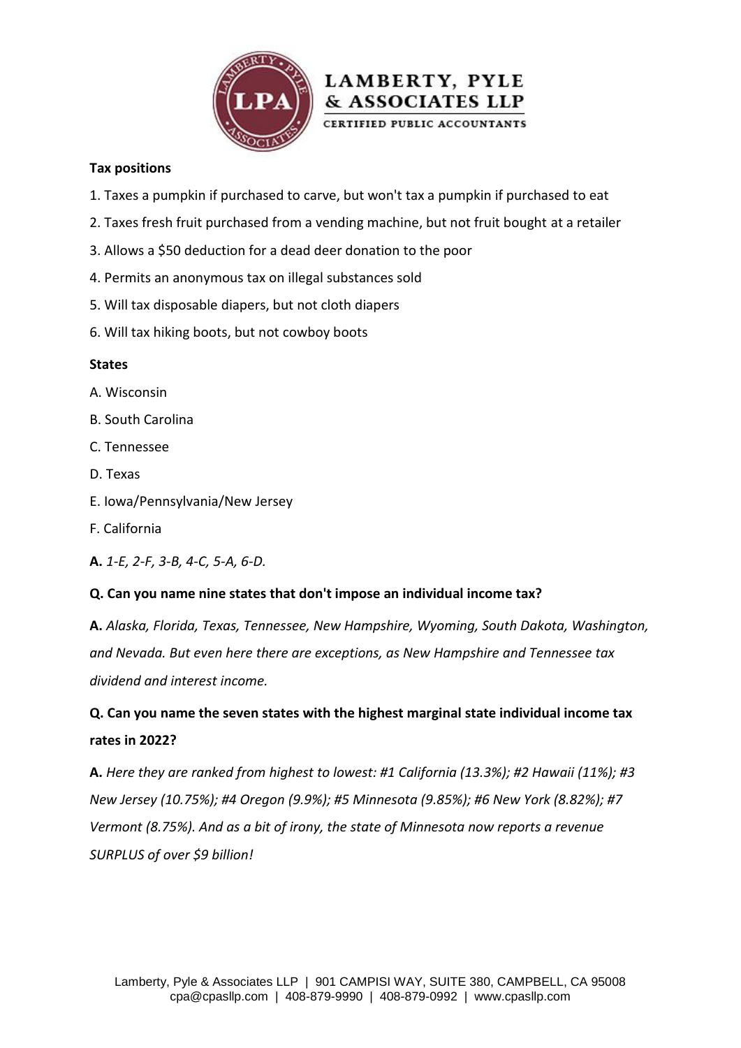**Tax positions**

1. Taxes a pumpkin if purchased to carve, but won't tax a pumpkin if purchased to eat
2. Taxes fresh fruit purchased from a vending machine, but not fruit bought at a retailer
3. Allows a $50 deduction for a dead deer donation to the poor
4. Permits an anonymous tax on illegal substances sold
5. Will tax disposable diapers, but not cloth diapers
6. Will tax hiking boots, but not cowboy boots

**States**

A. Wisconsin

B. South Carolina

C. Tennessee

D. Texas

E. Iowa/Pennsylvania/New Jersey

F. California

**A.** *1-E, 2-F, 3-B, 4-C, 5-A, 6-D.*

**Q. Can you name nine states that don't impose an individual income tax?**

**A.** *Alaska, Florida, Texas, Tennessee, New Hampshire, Wyoming, South Dakota, Washington, and Nevada. But even here there are exceptions, as New Hampshire and Tennessee tax dividend and interest income.*

**Q. Can you name the seven states with the highest marginal state individual income tax rates in 2022?**

**A.** *Here they are ranked from highest to lowest: #1 California (13.3%); #2 Hawaii (11%); #3 New Jersey (10.75%); #4 Oregon (9.9%); #5 Minnesota (9.85%); #6 New York (8.82%); #7 Vermont (8.75%). And as a bit of irony, the state of Minnesota now reports a revenue SURPLUS of over $9 billion!*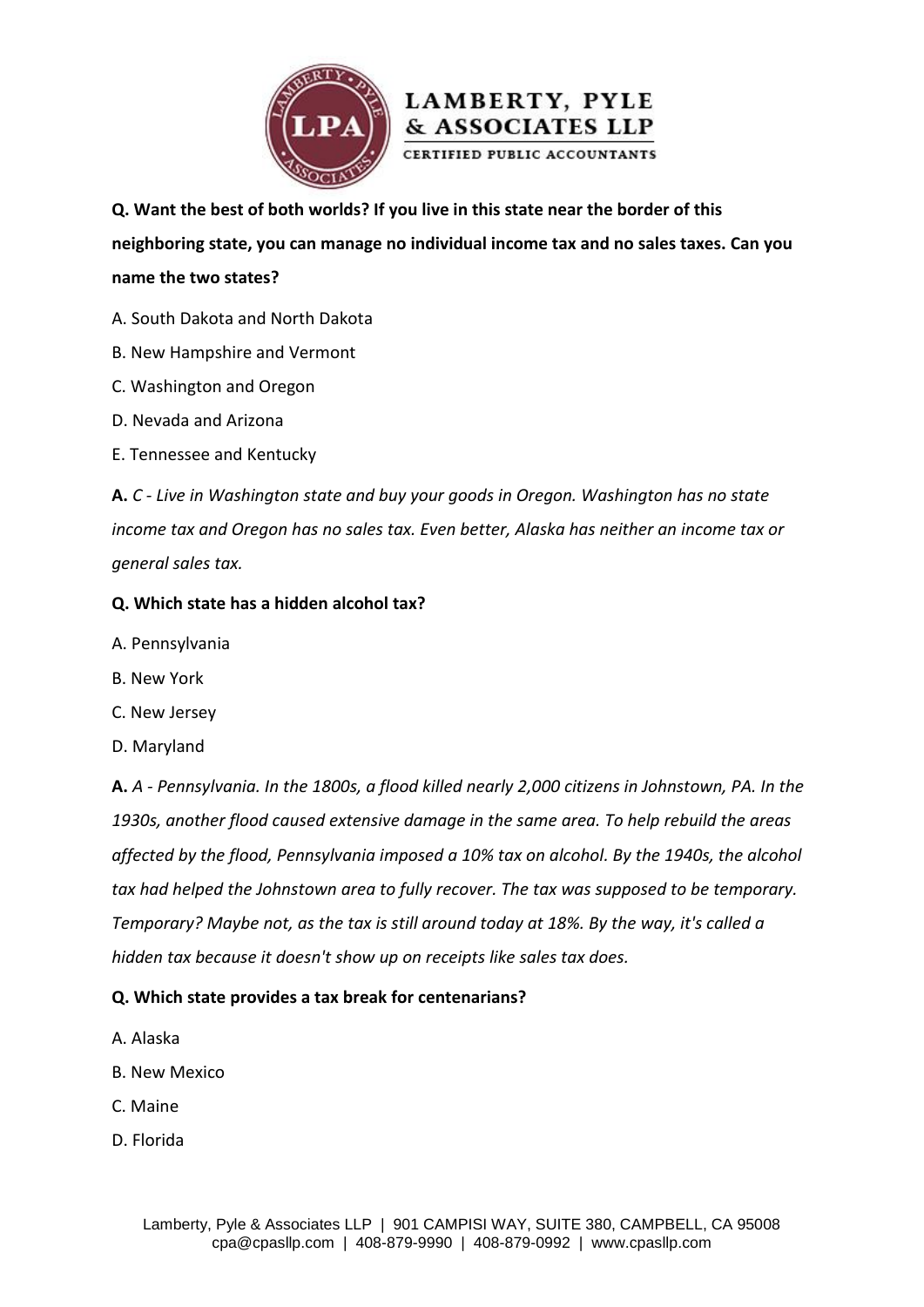**Q. Want the best of both worlds? If you live in this state near the border of this neighboring state, you can manage no individual income tax and no sales taxes. Can you name the two states?**

A. South Dakota and North Dakota

B. New Hampshire and Vermont

C. Washington and Oregon

D. Nevada and Arizona

E. Tennessee and Kentucky

**A.** *C - Live in Washington state and buy your goods in Oregon. Washington has no state income tax and Oregon has no sales tax. Even better, Alaska has neither an income tax or general sales tax.*

**Q. Which state has a hidden alcohol tax?**

A. Pennsylvania

B. New York

C. New Jersey

D. Maryland

**A.** *A - Pennsylvania. In the 1800s, a flood killed nearly 2,000 citizens in Johnstown, PA. In the 1930s, another flood caused extensive damage in the same area. To help rebuild the areas affected by the flood, Pennsylvania imposed a 10% tax on alcohol. By the 1940s, the alcohol tax had helped the Johnstown area to fully recover. The tax was supposed to be temporary. Temporary? Maybe not, as the tax is still around today at 18%. By the way, it's called a hidden tax because it doesn't show up on receipts like sales tax does.*

**Q. Which state provides a tax break for centenarians?**

A. Alaska

B. New Mexico

C. Maine

D. Florida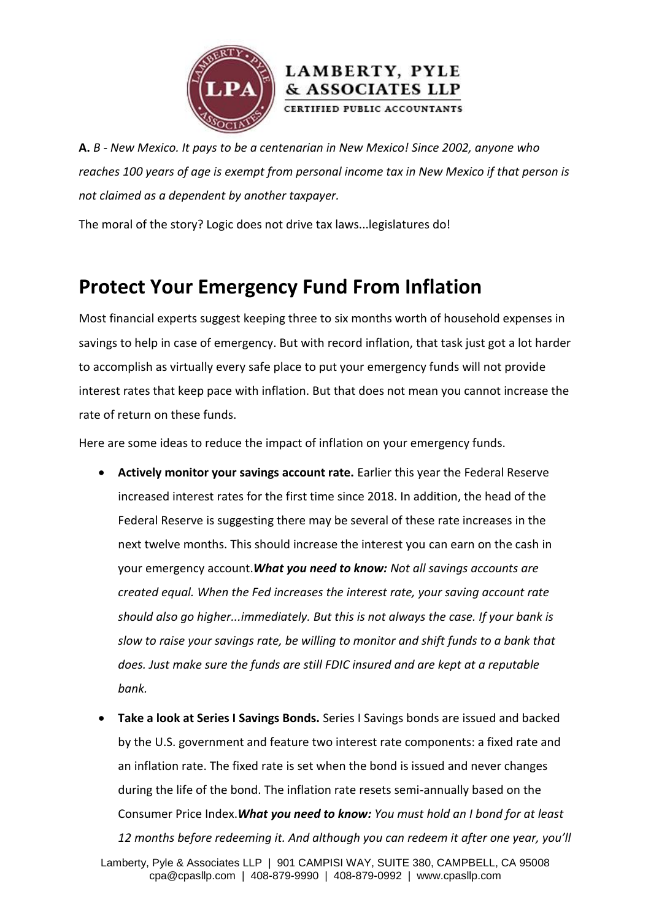**A.** *B - New Mexico. It pays to be a centenarian in New Mexico! Since 2002, anyone who reaches 100 years of age is exempt from personal income tax in New Mexico if that person is not claimed as a dependent by another taxpayer.*

The moral of the story? Logic does not drive tax laws...legislatures do!

## Protect Your Emergency Fund From Inflation

Most financial experts suggest keeping three to six months worth of household expenses in savings to help in case of emergency. But with record inflation, that task just got a lot harder to accomplish as virtually every safe place to put your emergency funds will not provide interest rates that keep pace with inflation. But that does not mean you cannot increase the rate of return on these funds.

Here are some ideas to reduce the impact of inflation on your emergency funds.

- **Actively monitor your savings account rate.** Earlier this year the Federal Reserve increased interest rates for the first time since 2018. In addition, the head of the Federal Reserve is suggesting there may be several of these rate increases in the next twelve months. This should increase the interest you can earn on the cash in your emergency account.***What you need to know:*** *Not all savings accounts are created equal. When the Fed increases the interest rate, your saving account rate should also go higher...immediately. But this is not always the case. If your bank is slow to raise your savings rate, be willing to monitor and shift funds to a bank that does. Just make sure the funds are still FDIC insured and are kept at a reputable bank.*
- **Take a look at Series I Savings Bonds.** Series I Savings bonds are issued and backed by the U.S. government and feature two interest rate components: a fixed rate and an inflation rate. The fixed rate is set when the bond is issued and never changes during the life of the bond. The inflation rate resets semi-annually based on the Consumer Price Index.***What you need to know:*** *You must hold an I bond for at least 12 months before redeeming it. And although you can redeem it after one year, you'll*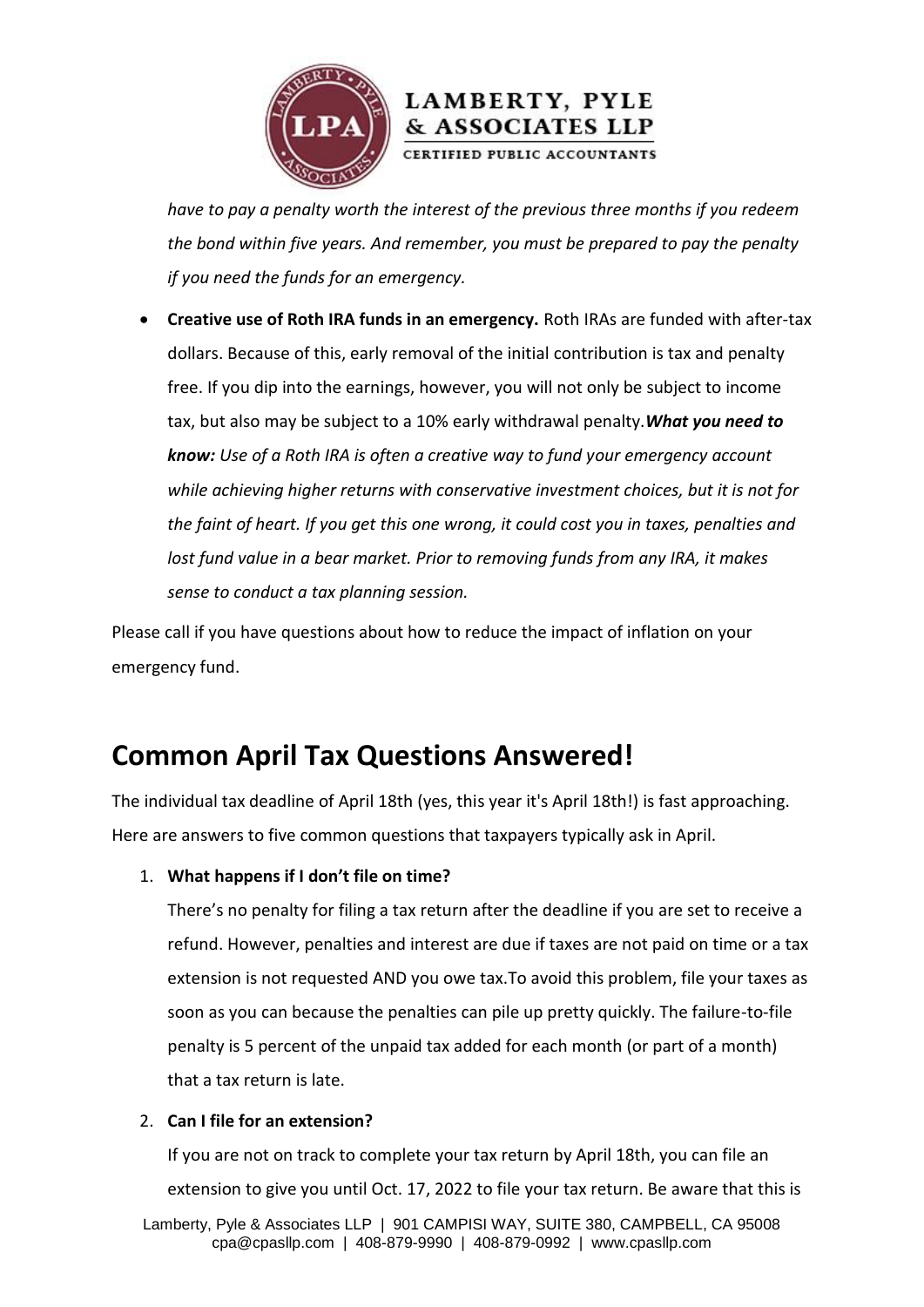*have to pay a penalty worth the interest of the previous three months if you redeem the bond within five years. And remember, you must be prepared to pay the penalty if you need the funds for an emergency.*

- **Creative use of Roth IRA funds in an emergency.** Roth IRAs are funded with after-tax dollars. Because of this, early removal of the initial contribution is tax and penalty free. If you dip into the earnings, however, you will not only be subject to income tax, but also may be subject to a 10% early withdrawal penalty.***What you need to know:*** *Use of a Roth IRA is often a creative way to fund your emergency account while achieving higher returns with conservative investment choices, but it is not for the faint of heart. If you get this one wrong, it could cost you in taxes, penalties and lost fund value in a bear market. Prior to removing funds from any IRA, it makes sense to conduct a tax planning session.*

Please call if you have questions about how to reduce the impact of inflation on your emergency fund.

## Common April Tax Questions Answered!

The individual tax deadline of April 18th (yes, this year it's April 18th!) is fast approaching. Here are answers to five common questions that taxpayers typically ask in April.

1. **What happens if I don't file on time?**

   There's no penalty for filing a tax return after the deadline if you are set to receive a refund. However, penalties and interest are due if taxes are not paid on time or a tax extension is not requested AND you owe tax.To avoid this problem, file your taxes as soon as you can because the penalties can pile up pretty quickly. The failure-to-file penalty is 5 percent of the unpaid tax added for each month (or part of a month) that a tax return is late.

2. **Can I file for an extension?**

   If you are not on track to complete your tax return by April 18th, you can file an extension to give you until Oct. 17, 2022 to file your tax return. Be aware that this is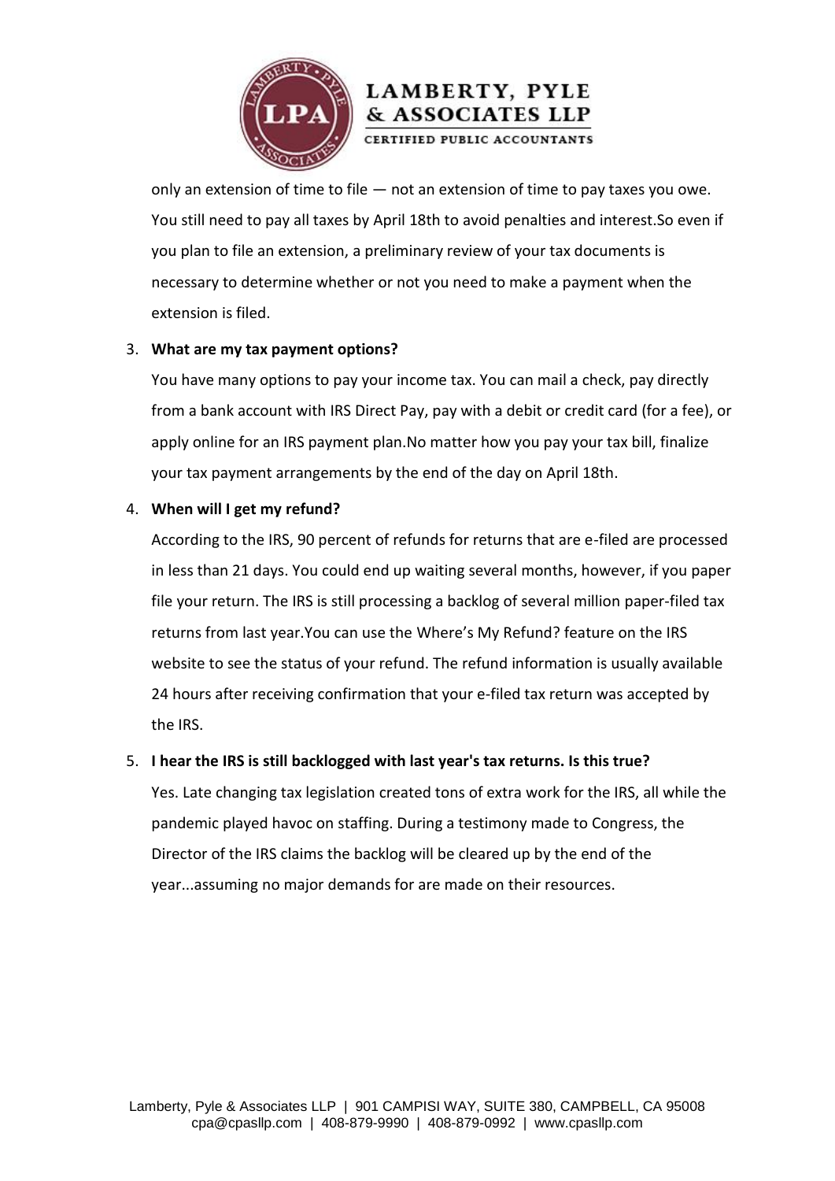only an extension of time to file — not an extension of time to pay taxes you owe. You still need to pay all taxes by April 18th to avoid penalties and interest.So even if you plan to file an extension, a preliminary review of your tax documents is necessary to determine whether or not you need to make a payment when the extension is filed.

3. **What are my tax payment options?**

   You have many options to pay your income tax. You can mail a check, pay directly from a bank account with IRS Direct Pay, pay with a debit or credit card (for a fee), or apply online for an IRS payment plan.No matter how you pay your tax bill, finalize your tax payment arrangements by the end of the day on April 18th.

4. **When will I get my refund?**

   According to the IRS, 90 percent of refunds for returns that are e-filed are processed in less than 21 days. You could end up waiting several months, however, if you paper file your return. The IRS is still processing a backlog of several million paper-filed tax returns from last year.You can use the Where's My Refund? feature on the IRS website to see the status of your refund. The refund information is usually available 24 hours after receiving confirmation that your e-filed tax return was accepted by the IRS.

5. **I hear the IRS is still backlogged with last year's tax returns. Is this true?**

   Yes. Late changing tax legislation created tons of extra work for the IRS, all while the pandemic played havoc on staffing. During a testimony made to Congress, the Director of the IRS claims the backlog will be cleared up by the end of the year...assuming no major demands for are made on their resources.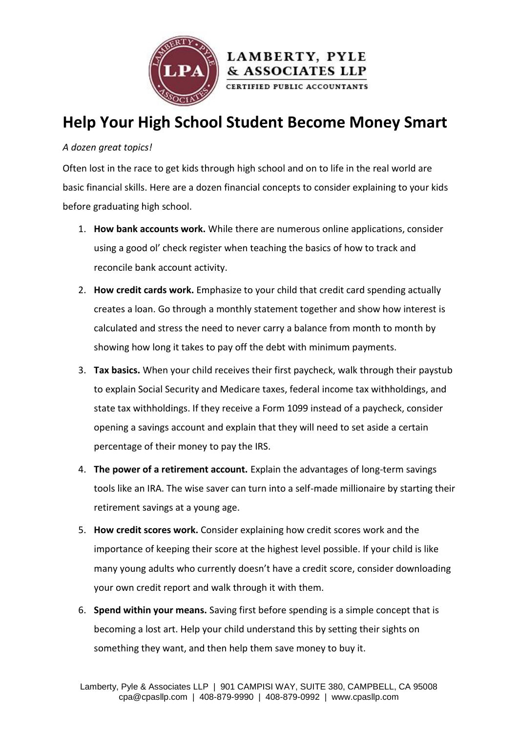# Help Your High School Student Become Money Smart

*A dozen great topics!*

Often lost in the race to get kids through high school and on to life in the real world are basic financial skills. Here are a dozen financial concepts to consider explaining to your kids before graduating high school.

1. **How bank accounts work.** While there are numerous online applications, consider using a good ol' check register when teaching the basics of how to track and reconcile bank account activity.
2. **How credit cards work.** Emphasize to your child that credit card spending actually creates a loan. Go through a monthly statement together and show how interest is calculated and stress the need to never carry a balance from month to month by showing how long it takes to pay off the debt with minimum payments.
3. **Tax basics.** When your child receives their first paycheck, walk through their paystub to explain Social Security and Medicare taxes, federal income tax withholdings, and state tax withholdings. If they receive a Form 1099 instead of a paycheck, consider opening a savings account and explain that they will need to set aside a certain percentage of their money to pay the IRS.
4. **The power of a retirement account.** Explain the advantages of long-term savings tools like an IRA. The wise saver can turn into a self-made millionaire by starting their retirement savings at a young age.
5. **How credit scores work.** Consider explaining how credit scores work and the importance of keeping their score at the highest level possible. If your child is like many young adults who currently doesn't have a credit score, consider downloading your own credit report and walk through it with them.
6. **Spend within your means.** Saving first before spending is a simple concept that is becoming a lost art. Help your child understand this by setting their sights on something they want, and then help them save money to buy it.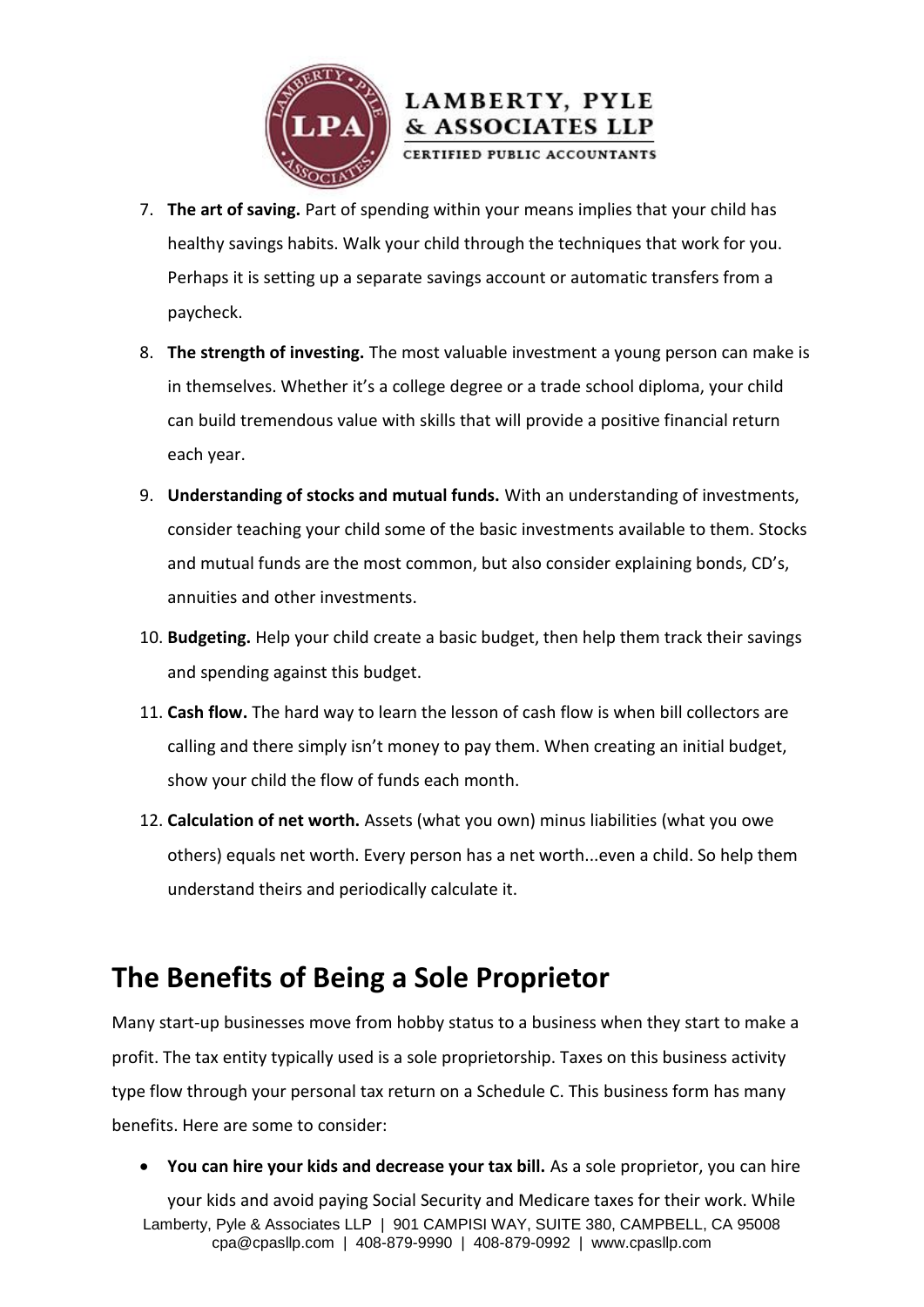7. **The art of saving.** Part of spending within your means implies that your child has healthy savings habits. Walk your child through the techniques that work for you. Perhaps it is setting up a separate savings account or automatic transfers from a paycheck.
8. **The strength of investing.** The most valuable investment a young person can make is in themselves. Whether it's a college degree or a trade school diploma, your child can build tremendous value with skills that will provide a positive financial return each year.
9. **Understanding of stocks and mutual funds.** With an understanding of investments, consider teaching your child some of the basic investments available to them. Stocks and mutual funds are the most common, but also consider explaining bonds, CD's, annuities and other investments.
10. **Budgeting.** Help your child create a basic budget, then help them track their savings and spending against this budget.
11. **Cash flow.** The hard way to learn the lesson of cash flow is when bill collectors are calling and there simply isn't money to pay them. When creating an initial budget, show your child the flow of funds each month.
12. **Calculation of net worth.** Assets (what you own) minus liabilities (what you owe others) equals net worth. Every person has a net worth...even a child. So help them understand theirs and periodically calculate it.

## The Benefits of Being a Sole Proprietor

Many start-up businesses move from hobby status to a business when they start to make a profit. The tax entity typically used is a sole proprietorship. Taxes on this business activity type flow through your personal tax return on a Schedule C. This business form has many benefits. Here are some to consider:

- **You can hire your kids and decrease your tax bill.** As a sole proprietor, you can hire your kids and avoid paying Social Security and Medicare taxes for their work. While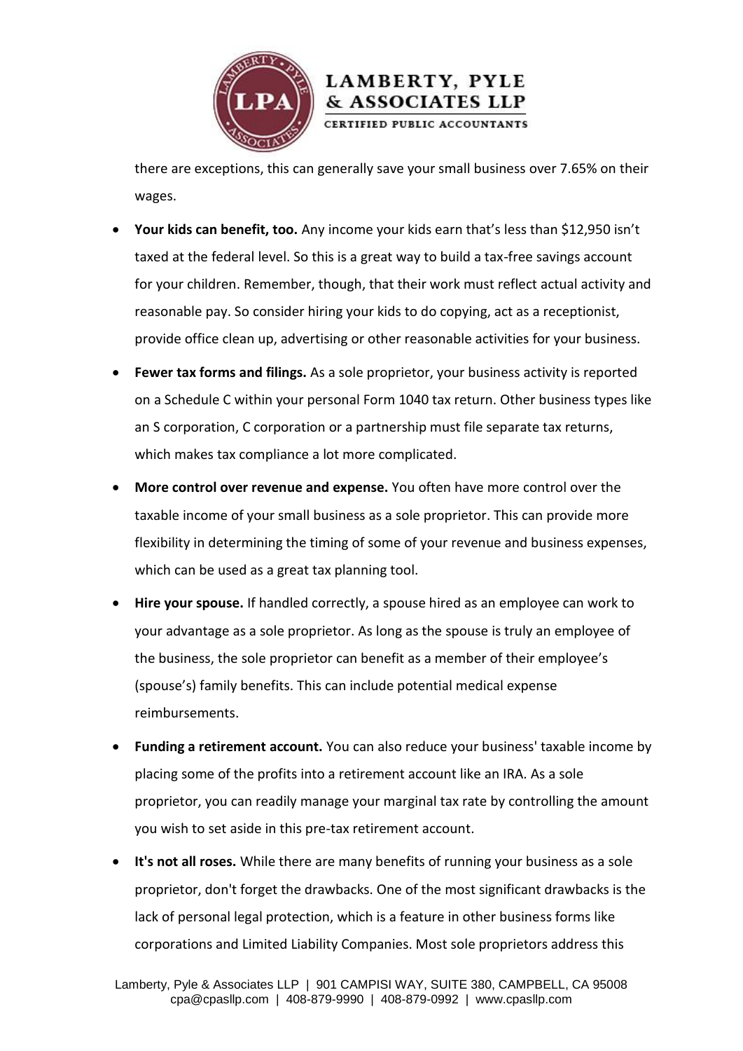there are exceptions, this can generally save your small business over 7.65% on their wages.

- **Your kids can benefit, too.** Any income your kids earn that's less than $12,950 isn't taxed at the federal level. So this is a great way to build a tax-free savings account for your children. Remember, though, that their work must reflect actual activity and reasonable pay. So consider hiring your kids to do copying, act as a receptionist, provide office clean up, advertising or other reasonable activities for your business.
- **Fewer tax forms and filings.** As a sole proprietor, your business activity is reported on a Schedule C within your personal Form 1040 tax return. Other business types like an S corporation, C corporation or a partnership must file separate tax returns, which makes tax compliance a lot more complicated.
- **More control over revenue and expense.** You often have more control over the taxable income of your small business as a sole proprietor. This can provide more flexibility in determining the timing of some of your revenue and business expenses, which can be used as a great tax planning tool.
- **Hire your spouse.** If handled correctly, a spouse hired as an employee can work to your advantage as a sole proprietor. As long as the spouse is truly an employee of the business, the sole proprietor can benefit as a member of their employee's (spouse's) family benefits. This can include potential medical expense reimbursements.
- **Funding a retirement account.** You can also reduce your business' taxable income by placing some of the profits into a retirement account like an IRA. As a sole proprietor, you can readily manage your marginal tax rate by controlling the amount you wish to set aside in this pre-tax retirement account.
- **It's not all roses.** While there are many benefits of running your business as a sole proprietor, don't forget the drawbacks. One of the most significant drawbacks is the lack of personal legal protection, which is a feature in other business forms like corporations and Limited Liability Companies. Most sole proprietors address this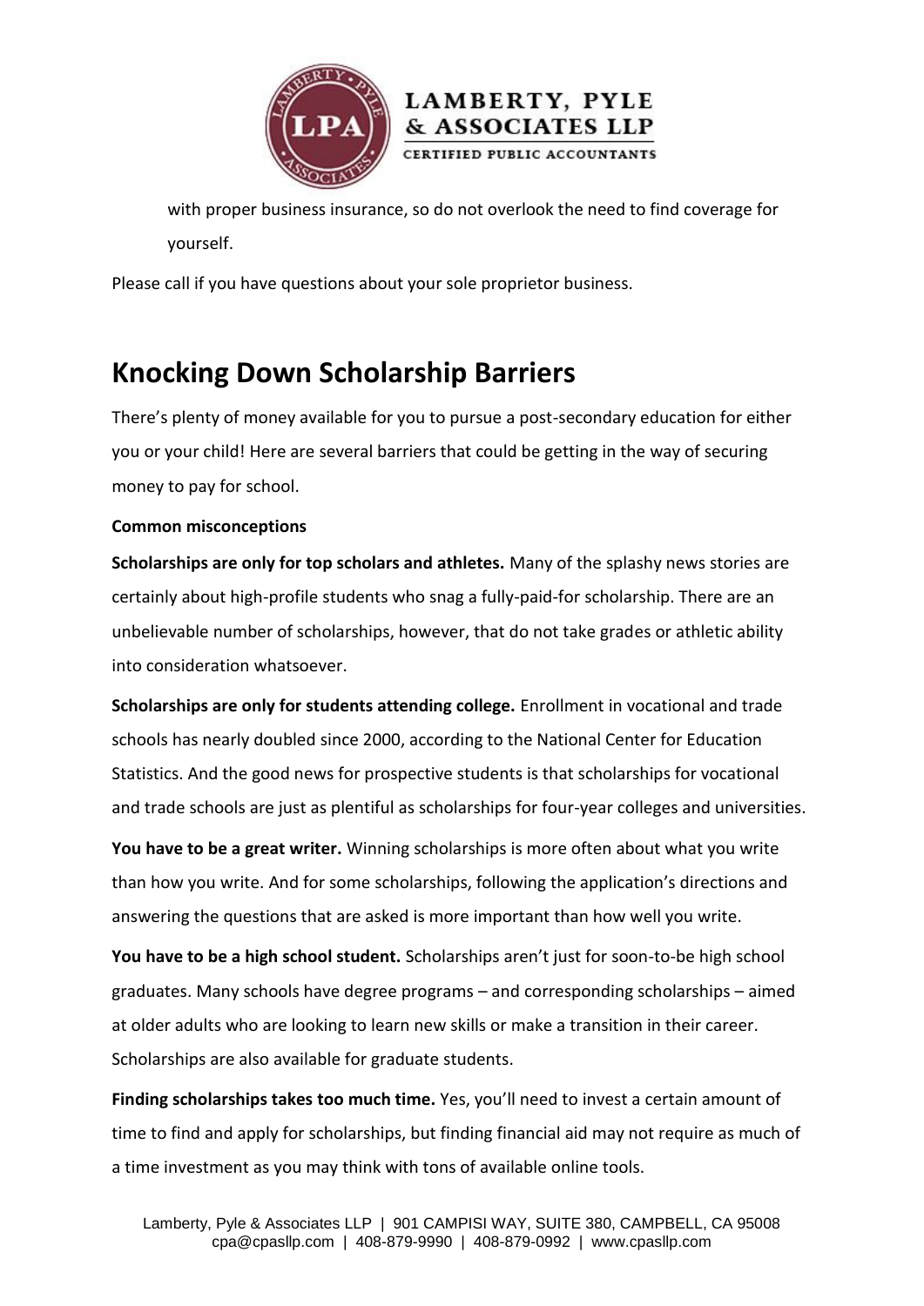with proper business insurance, so do not overlook the need to find coverage for yourself.

Please call if you have questions about your sole proprietor business.

## Knocking Down Scholarship Barriers

There's plenty of money available for you to pursue a post-secondary education for either you or your child! Here are several barriers that could be getting in the way of securing money to pay for school.

**Common misconceptions**

**Scholarships are only for top scholars and athletes.** Many of the splashy news stories are certainly about high-profile students who snag a fully-paid-for scholarship. There are an unbelievable number of scholarships, however, that do not take grades or athletic ability into consideration whatsoever.

**Scholarships are only for students attending college.** Enrollment in vocational and trade schools has nearly doubled since 2000, according to the National Center for Education Statistics. And the good news for prospective students is that scholarships for vocational and trade schools are just as plentiful as scholarships for four-year colleges and universities.

**You have to be a great writer.** Winning scholarships is more often about what you write than how you write. And for some scholarships, following the application's directions and answering the questions that are asked is more important than how well you write.

**You have to be a high school student.** Scholarships aren't just for soon-to-be high school graduates. Many schools have degree programs – and corresponding scholarships – aimed at older adults who are looking to learn new skills or make a transition in their career. Scholarships are also available for graduate students.

**Finding scholarships takes too much time.** Yes, you'll need to invest a certain amount of time to find and apply for scholarships, but finding financial aid may not require as much of a time investment as you may think with tons of available online tools.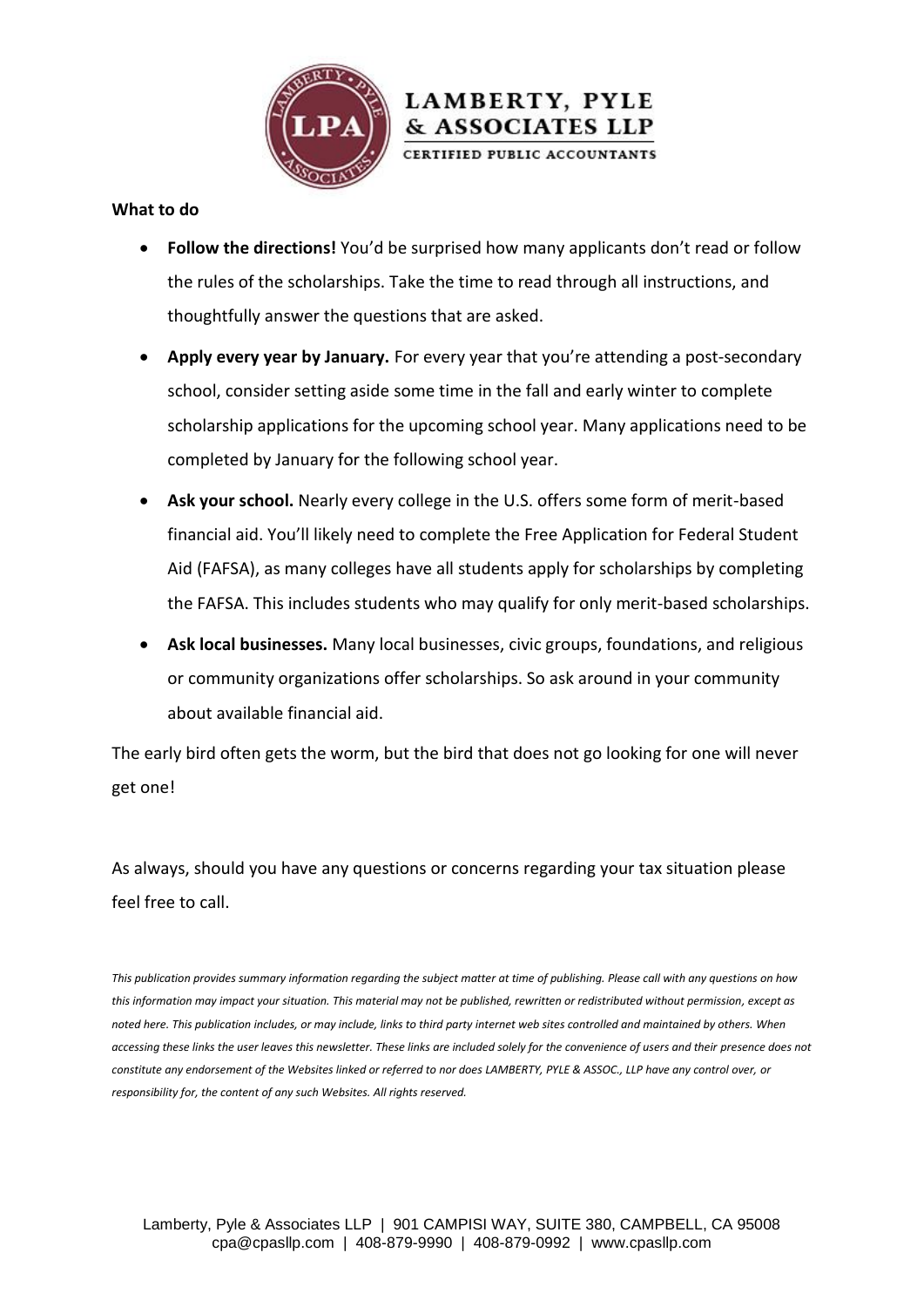**What to do**

- **Follow the directions!** You'd be surprised how many applicants don't read or follow the rules of the scholarships. Take the time to read through all instructions, and thoughtfully answer the questions that are asked.
- **Apply every year by January.** For every year that you're attending a post-secondary school, consider setting aside some time in the fall and early winter to complete scholarship applications for the upcoming school year. Many applications need to be completed by January for the following school year.
- **Ask your school.** Nearly every college in the U.S. offers some form of merit-based financial aid. You'll likely need to complete the Free Application for Federal Student Aid (FAFSA), as many colleges have all students apply for scholarships by completing the FAFSA. This includes students who may qualify for only merit-based scholarships.
- **Ask local businesses.** Many local businesses, civic groups, foundations, and religious or community organizations offer scholarships. So ask around in your community about available financial aid.

The early bird often gets the worm, but the bird that does not go looking for one will never get one!

As always, should you have any questions or concerns regarding your tax situation please feel free to call.

*This publication provides summary information regarding the subject matter at time of publishing. Please call with any questions on how this information may impact your situation. This material may not be published, rewritten or redistributed without permission, except as noted here. This publication includes, or may include, links to third party internet web sites controlled and maintained by others. When accessing these links the user leaves this newsletter. These links are included solely for the convenience of users and their presence does not constitute any endorsement of the Websites linked or referred to nor does LAMBERTY, PYLE & ASSOC., LLP have any control over, or responsibility for, the content of any such Websites. All rights reserved.*